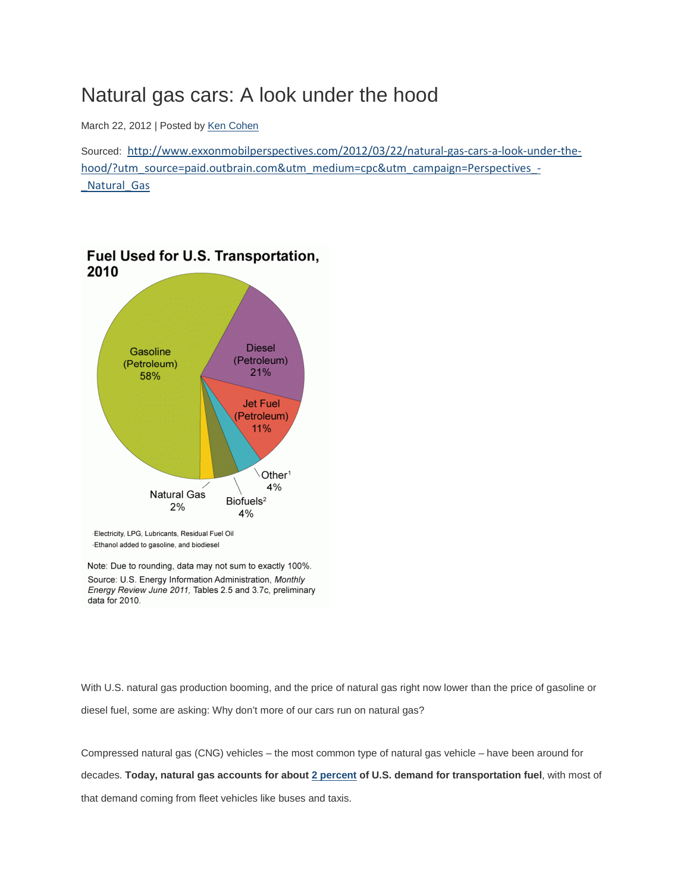# Natural gas cars: A look under the hood

March 22, 2012 | Posted by [Ken Cohen]()

Sourced: http://www.exxonmobilperspectives.com/2012/03/22/natural-gas-cars-a-look-under-the-hood/?utm_source=paid.outbrain.com&utm_medium=cpc&utm_campaign=Perspectives_-_Natural_Gas

**Fuel Used for U.S. Transportation, 2010**

Gasoline (Petroleum) 58%

Diesel (Petroleum) 21%

Jet Fuel (Petroleum) 11%

Other[1] 4%

Biofuels[2] 4%

Natural Gas 2%

[1]Electricity, LPG, Lubricants, Residual Fuel Oil

[2]Ethanol added to gasoline, and biodiesel

Note: Due to rounding, data may not sum to exactly 100%.

Source: U.S. Energy Information Administration, *Monthly Energy Review June 2011,* Tables 2.5 and 3.7c, preliminary data for 2010.

With U.S. natural gas production booming, and the price of natural gas right now lower than the price of gasoline or diesel fuel, some are asking: Why don't more of our cars run on natural gas?

Compressed natural gas (CNG) vehicles – the most common type of natural gas vehicle – have been around for decades. **Today, natural gas accounts for about [2 percent]() of U.S. demand for transportation fuel**, with most of that demand coming from fleet vehicles like buses and taxis.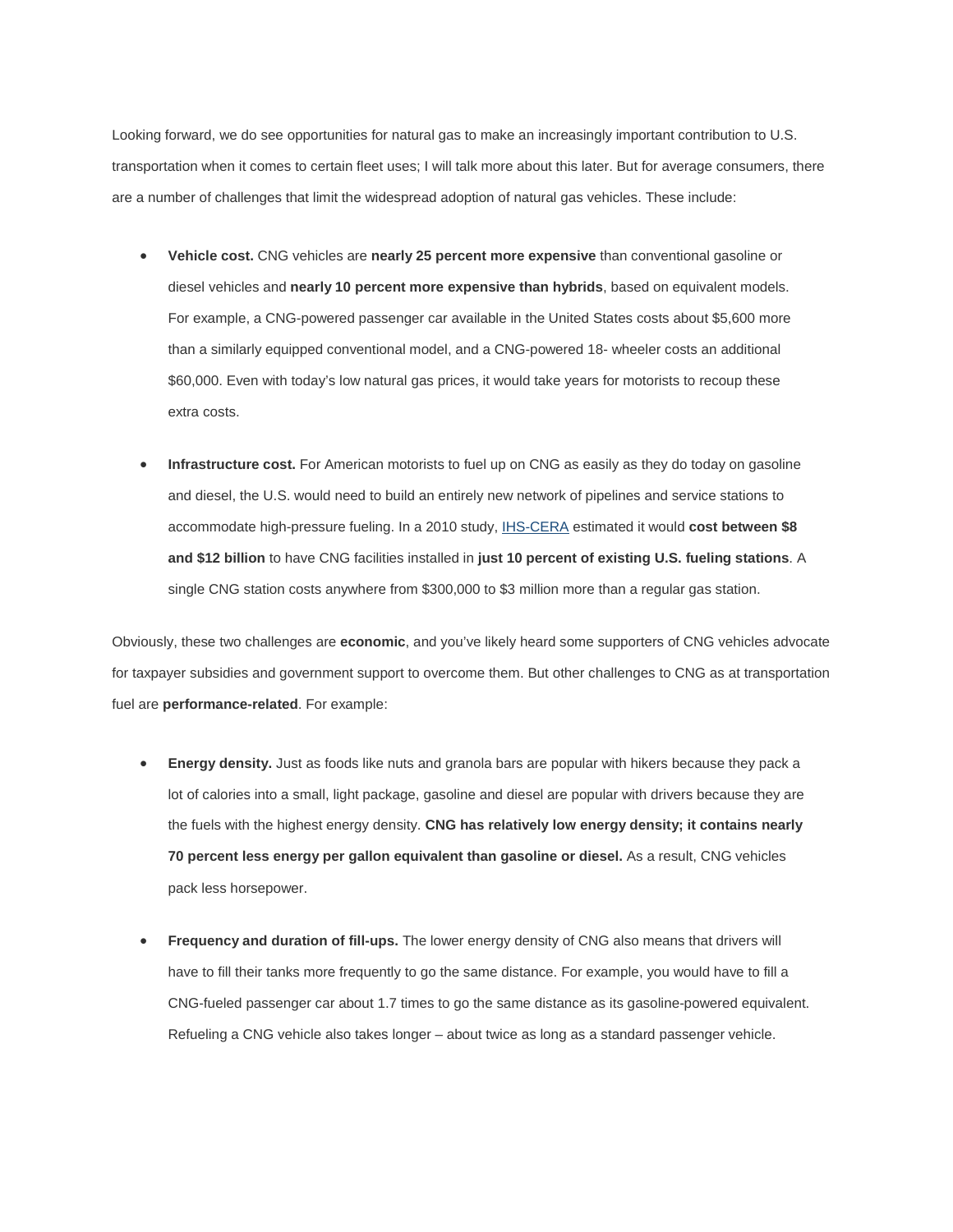Looking forward, we do see opportunities for natural gas to make an increasingly important contribution to U.S. transportation when it comes to certain fleet uses; I will talk more about this later. But for average consumers, there are a number of challenges that limit the widespread adoption of natural gas vehicles. These include:

- **Vehicle cost.** CNG vehicles are **nearly 25 percent more expensive** than conventional gasoline or diesel vehicles and **nearly 10 percent more expensive than hybrids**, based on equivalent models. For example, a CNG-powered passenger car available in the United States costs about $5,600 more than a similarly equipped conventional model, and a CNG-powered 18- wheeler costs an additional $60,000. Even with today's low natural gas prices, it would take years for motorists to recoup these extra costs.

- **Infrastructure cost.** For American motorists to fuel up on CNG as easily as they do today on gasoline and diesel, the U.S. would need to build an entirely new network of pipelines and service stations to accommodate high-pressure fueling. In a 2010 study, IHS-CERA estimated it would **cost between $8 and $12 billion** to have CNG facilities installed in **just 10 percent of existing U.S. fueling stations**. A single CNG station costs anywhere from $300,000 to $3 million more than a regular gas station.

Obviously, these two challenges are **economic**, and you've likely heard some supporters of CNG vehicles advocate for taxpayer subsidies and government support to overcome them. But other challenges to CNG as at transportation fuel are **performance-related**. For example:

- **Energy density.** Just as foods like nuts and granola bars are popular with hikers because they pack a lot of calories into a small, light package, gasoline and diesel are popular with drivers because they are the fuels with the highest energy density. **CNG has relatively low energy density; it contains nearly 70 percent less energy per gallon equivalent than gasoline or diesel.** As a result, CNG vehicles pack less horsepower.

- **Frequency and duration of fill-ups.** The lower energy density of CNG also means that drivers will have to fill their tanks more frequently to go the same distance. For example, you would have to fill a CNG-fueled passenger car about 1.7 times to go the same distance as its gasoline-powered equivalent. Refueling a CNG vehicle also takes longer – about twice as long as a standard passenger vehicle.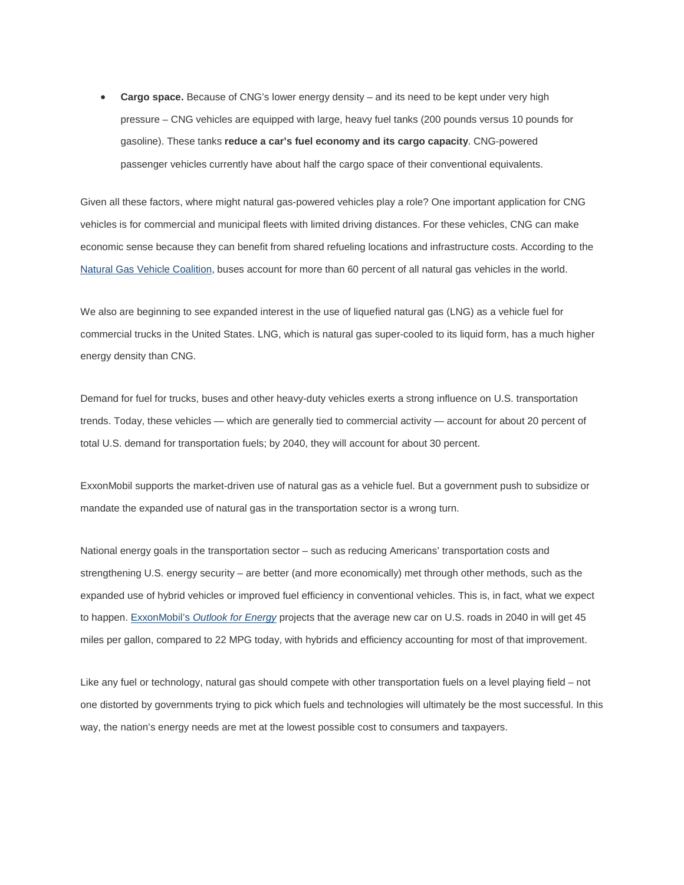- **Cargo space.** Because of CNG's lower energy density – and its need to be kept under very high pressure – CNG vehicles are equipped with large, heavy fuel tanks (200 pounds versus 10 pounds for gasoline). These tanks **reduce a car's fuel economy and its cargo capacity**. CNG-powered passenger vehicles currently have about half the cargo space of their conventional equivalents.

Given all these factors, where might natural gas-powered vehicles play a role? One important application for CNG vehicles is for commercial and municipal fleets with limited driving distances. For these vehicles, CNG can make economic sense because they can benefit from shared refueling locations and infrastructure costs. According to the Natural Gas Vehicle Coalition, buses account for more than 60 percent of all natural gas vehicles in the world.

We also are beginning to see expanded interest in the use of liquefied natural gas (LNG) as a vehicle fuel for commercial trucks in the United States. LNG, which is natural gas super-cooled to its liquid form, has a much higher energy density than CNG.

Demand for fuel for trucks, buses and other heavy-duty vehicles exerts a strong influence on U.S. transportation trends. Today, these vehicles — which are generally tied to commercial activity — account for about 20 percent of total U.S. demand for transportation fuels; by 2040, they will account for about 30 percent.

ExxonMobil supports the market-driven use of natural gas as a vehicle fuel. But a government push to subsidize or mandate the expanded use of natural gas in the transportation sector is a wrong turn.

National energy goals in the transportation sector – such as reducing Americans' transportation costs and strengthening U.S. energy security – are better (and more economically) met through other methods, such as the expanded use of hybrid vehicles or improved fuel efficiency in conventional vehicles. This is, in fact, what we expect to happen. ExxonMobil's *Outlook for Energy* projects that the average new car on U.S. roads in 2040 in will get 45 miles per gallon, compared to 22 MPG today, with hybrids and efficiency accounting for most of that improvement.

Like any fuel or technology, natural gas should compete with other transportation fuels on a level playing field – not one distorted by governments trying to pick which fuels and technologies will ultimately be the most successful. In this way, the nation's energy needs are met at the lowest possible cost to consumers and taxpayers.